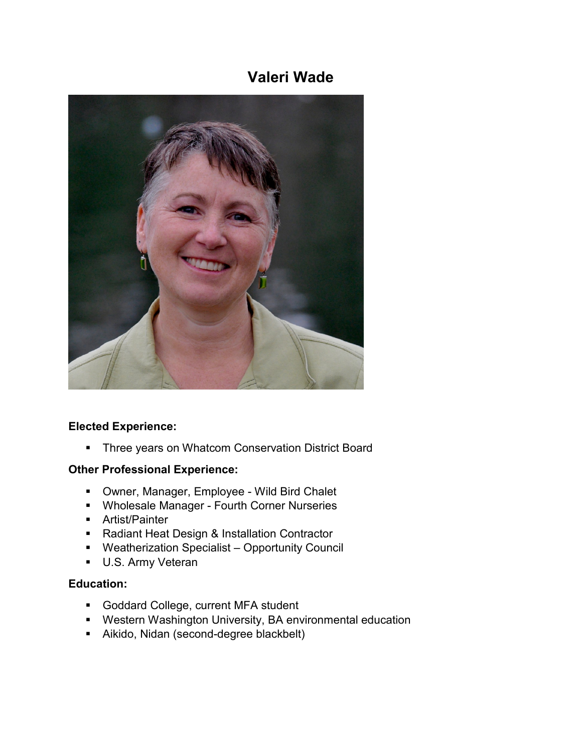# Valeri Wade

**Elected Experience:**

- Three years on Whatcom Conservation District Board

**Other Professional Experience:**

- Owner, Manager, Employee - Wild Bird Chalet
- Wholesale Manager - Fourth Corner Nurseries
- Artist/Painter
- Radiant Heat Design & Installation Contractor
- Weatherization Specialist – Opportunity Council
- U.S. Army Veteran

**Education:**

- Goddard College, current MFA student
- Western Washington University, BA environmental education
- Aikido, Nidan (second-degree blackbelt)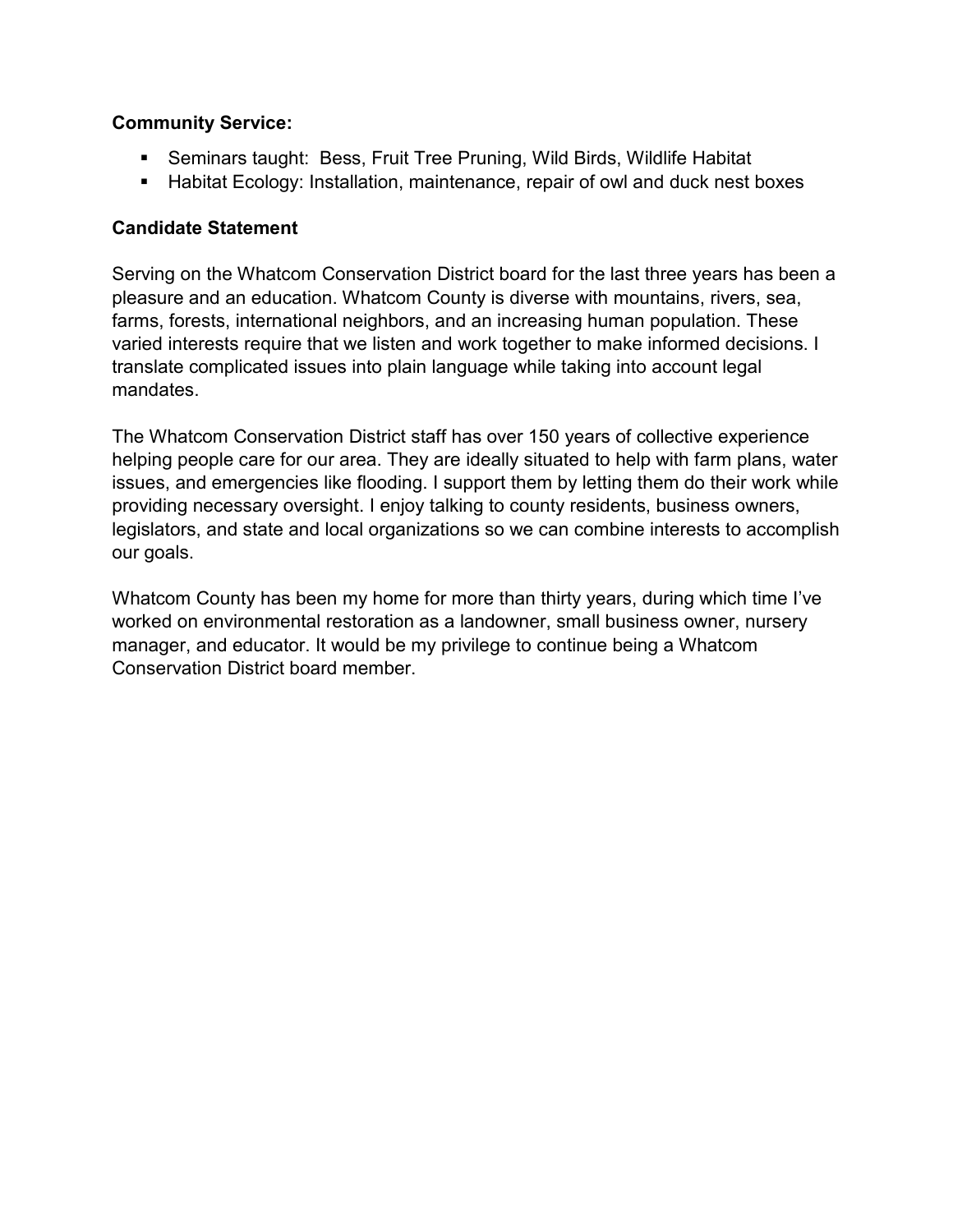**Community Service:**

- Seminars taught: Bess, Fruit Tree Pruning, Wild Birds, Wildlife Habitat
- Habitat Ecology: Installation, maintenance, repair of owl and duck nest boxes

**Candidate Statement**

Serving on the Whatcom Conservation District board for the last three years has been a pleasure and an education. Whatcom County is diverse with mountains, rivers, sea, farms, forests, international neighbors, and an increasing human population. These varied interests require that we listen and work together to make informed decisions. I translate complicated issues into plain language while taking into account legal mandates.

The Whatcom Conservation District staff has over 150 years of collective experience helping people care for our area. They are ideally situated to help with farm plans, water issues, and emergencies like flooding. I support them by letting them do their work while providing necessary oversight. I enjoy talking to county residents, business owners, legislators, and state and local organizations so we can combine interests to accomplish our goals.

Whatcom County has been my home for more than thirty years, during which time I've worked on environmental restoration as a landowner, small business owner, nursery manager, and educator. It would be my privilege to continue being a Whatcom Conservation District board member.